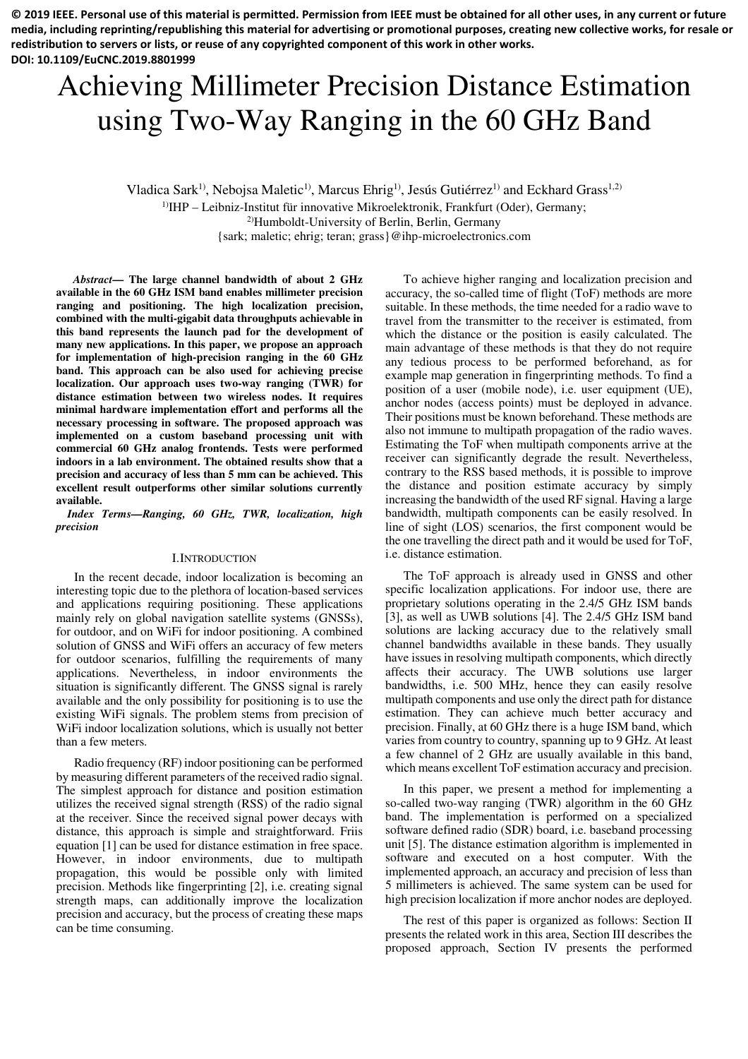© 2019 IEEE. Personal use of this material is permitted. Permission from IEEE must be obtained for all other uses, in any current or future media, including reprinting/republishing this material for advertising or promotional purposes, creating new collective works, for resale or redistribution to servers or lists, or reuse of any copyrighted component of this work in other works.
DOI: 10.1109/EuCNC.2019.8801999

# Achieving Millimeter Precision Distance Estimation using Two-Way Ranging in the 60 GHz Band

Vladica Sark[1)], Nebojsa Maletic[1)], Marcus Ehrig[1)], Jesús Gutiérrez[1)] and Eckhard Grass[1,2)]

[1)]IHP – Leibniz-Institut für innovative Mikroelektronik, Frankfurt (Oder), Germany;
[2)]Humboldt-University of Berlin, Berlin, Germany
{sark; maletic; ehrig; teran; grass}@ihp-microelectronics.com

***Abstract*— The large channel bandwidth of about 2 GHz available in the 60 GHz ISM band enables millimeter precision ranging and positioning. The high localization precision, combined with the multi-gigabit data throughputs achievable in this band represents the launch pad for the development of many new applications. In this paper, we propose an approach for implementation of high-precision ranging in the 60 GHz band. This approach can be also used for achieving precise localization. Our approach uses two-way ranging (TWR) for distance estimation between two wireless nodes. It requires minimal hardware implementation effort and performs all the necessary processing in software. The proposed approach was implemented on a custom baseband processing unit with commercial 60 GHz analog frontends. Tests were performed indoors in a lab environment. The obtained results show that a precision and accuracy of less than 5 mm can be achieved. This excellent result outperforms other similar solutions currently available.**

***Index Terms*—Ranging, 60 GHz, TWR, localization, high precision**

## I. Introduction

In the recent decade, indoor localization is becoming an interesting topic due to the plethora of location-based services and applications requiring positioning. These applications mainly rely on global navigation satellite systems (GNSSs), for outdoor, and on WiFi for indoor positioning. A combined solution of GNSS and WiFi offers an accuracy of few meters for outdoor scenarios, fulfilling the requirements of many applications. Nevertheless, in indoor environments the situation is significantly different. The GNSS signal is rarely available and the only possibility for positioning is to use the existing WiFi signals. The problem stems from precision of WiFi indoor localization solutions, which is usually not better than a few meters.

Radio frequency (RF) indoor positioning can be performed by measuring different parameters of the received radio signal. The simplest approach for distance and position estimation utilizes the received signal strength (RSS) of the radio signal at the receiver. Since the received signal power decays with distance, this approach is simple and straightforward. Friis equation [1] can be used for distance estimation in free space. However, in indoor environments, due to multipath propagation, this would be possible only with limited precision. Methods like fingerprinting [2], i.e. creating signal strength maps, can additionally improve the localization precision and accuracy, but the process of creating these maps can be time consuming.

To achieve higher ranging and localization precision and accuracy, the so-called time of flight (ToF) methods are more suitable. In these methods, the time needed for a radio wave to travel from the transmitter to the receiver is estimated, from which the distance or the position is easily calculated. The main advantage of these methods is that they do not require any tedious process to be performed beforehand, as for example map generation in fingerprinting methods. To find a position of a user (mobile node), i.e. user equipment (UE), anchor nodes (access points) must be deployed in advance. Their positions must be known beforehand. These methods are also not immune to multipath propagation of the radio waves. Estimating the ToF when multipath components arrive at the receiver can significantly degrade the result. Nevertheless, contrary to the RSS based methods, it is possible to improve the distance and position estimate accuracy by simply increasing the bandwidth of the used RF signal. Having a large bandwidth, multipath components can be easily resolved. In line of sight (LOS) scenarios, the first component would be the one travelling the direct path and it would be used for ToF, i.e. distance estimation.

The ToF approach is already used in GNSS and other specific localization applications. For indoor use, there are proprietary solutions operating in the 2.4/5 GHz ISM bands [3], as well as UWB solutions [4]. The 2.4/5 GHz ISM band solutions are lacking accuracy due to the relatively small channel bandwidths available in these bands. They usually have issues in resolving multipath components, which directly affects their accuracy. The UWB solutions use larger bandwidths, i.e. 500 MHz, hence they can easily resolve multipath components and use only the direct path for distance estimation. They can achieve much better accuracy and precision. Finally, at 60 GHz there is a huge ISM band, which varies from country to country, spanning up to 9 GHz. At least a few channel of 2 GHz are usually available in this band, which means excellent ToF estimation accuracy and precision.

In this paper, we present a method for implementing a so-called two-way ranging (TWR) algorithm in the 60 GHz band. The implementation is performed on a specialized software defined radio (SDR) board, i.e. baseband processing unit [5]. The distance estimation algorithm is implemented in software and executed on a host computer. With the implemented approach, an accuracy and precision of less than 5 millimeters is achieved. The same system can be used for high precision localization if more anchor nodes are deployed.

The rest of this paper is organized as follows: Section II presents the related work in this area, Section III describes the proposed approach, Section IV presents the performed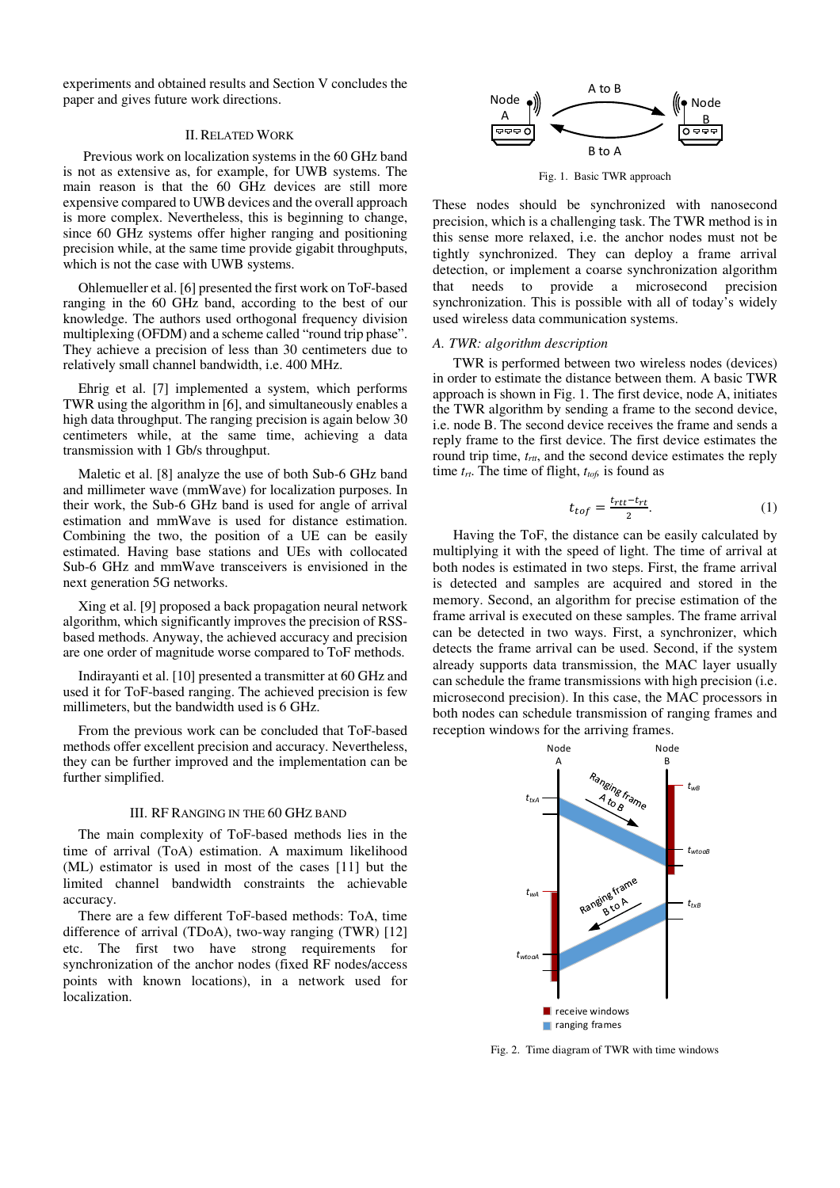experiments and obtained results and Section V concludes the paper and gives future work directions.

## II. Related Work

Previous work on localization systems in the 60 GHz band is not as extensive as, for example, for UWB systems. The main reason is that the 60 GHz devices are still more expensive compared to UWB devices and the overall approach is more complex. Nevertheless, this is beginning to change, since 60 GHz systems offer higher ranging and positioning precision while, at the same time provide gigabit throughputs, which is not the case with UWB systems.

Ohlemueller et al. [6] presented the first work on ToF-based ranging in the 60 GHz band, according to the best of our knowledge. The authors used orthogonal frequency division multiplexing (OFDM) and a scheme called "round trip phase". They achieve a precision of less than 30 centimeters due to relatively small channel bandwidth, i.e. 400 MHz.

Ehrig et al. [7] implemented a system, which performs TWR using the algorithm in [6], and simultaneously enables a high data throughput. The ranging precision is again below 30 centimeters while, at the same time, achieving a data transmission with 1 Gb/s throughput.

Maletic et al. [8] analyze the use of both Sub-6 GHz band and millimeter wave (mmWave) for localization purposes. In their work, the Sub-6 GHz band is used for angle of arrival estimation and mmWave is used for distance estimation. Combining the two, the position of a UE can be easily estimated. Having base stations and UEs with collocated Sub-6 GHz and mmWave transceivers is envisioned in the next generation 5G networks.

Xing et al. [9] proposed a back propagation neural network algorithm, which significantly improves the precision of RSS-based methods. Anyway, the achieved accuracy and precision are one order of magnitude worse compared to ToF methods.

Indirayanti et al. [10] presented a transmitter at 60 GHz and used it for ToF-based ranging. The achieved precision is few millimeters, but the bandwidth used is 6 GHz.

From the previous work can be concluded that ToF-based methods offer excellent precision and accuracy. Nevertheless, they can be further improved and the implementation can be further simplified.

## III. RF Ranging in the 60 GHz Band

The main complexity of ToF-based methods lies in the time of arrival (ToA) estimation. A maximum likelihood (ML) estimator is used in most of the cases [11] but the limited channel bandwidth constraints the achievable accuracy.

There are a few different ToF-based methods: ToA, time difference of arrival (TDoA), two-way ranging (TWR) [12] etc. The first two have strong requirements for synchronization of the anchor nodes (fixed RF nodes/access points with known locations), in a network used for localization.

Fig. 1. Basic TWR approach

These nodes should be synchronized with nanosecond precision, which is a challenging task. The TWR method is in this sense more relaxed, i.e. the anchor nodes must not be tightly synchronized. They can deploy a frame arrival detection, or implement a coarse synchronization algorithm that needs to provide a microsecond precision synchronization. This is possible with all of today's widely used wireless data communication systems.

### A. TWR: algorithm description

TWR is performed between two wireless nodes (devices) in order to estimate the distance between them. A basic TWR approach is shown in Fig. 1. The first device, node A, initiates the TWR algorithm by sending a frame to the second device, i.e. node B. The second device receives the frame and sends a reply frame to the first device. The first device estimates the round trip time, $t_{rtt}$, and the second device estimates the reply time $t_{rt}$. The time of flight, $t_{tof}$, is found as

$$t_{tof} = \frac{t_{rtt} - t_{rt}}{2}. \quad (1)$$

Having the ToF, the distance can be easily calculated by multiplying it with the speed of light. The time of arrival at both nodes is estimated in two steps. First, the frame arrival is detected and samples are acquired and stored in the memory. Second, an algorithm for precise estimation of the frame arrival is executed on these samples. The frame arrival can be detected in two ways. First, a synchronizer, which detects the frame arrival can be used. Second, if the system already supports data transmission, the MAC layer usually can schedule the frame transmissions with high precision (i.e. microsecond precision). In this case, the MAC processors in both nodes can schedule transmission of ranging frames and reception windows for the arriving frames.

Fig. 2. Time diagram of TWR with time windows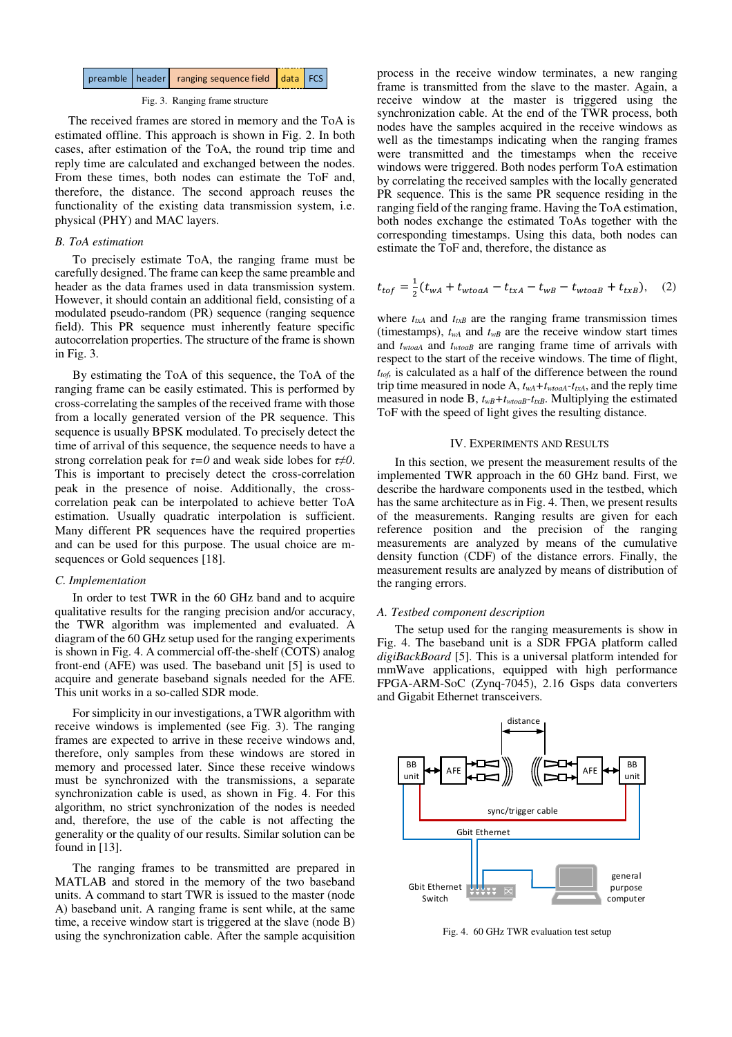Fig. 3. Ranging frame structure

The received frames are stored in memory and the ToA is estimated offline. This approach is shown in Fig. 2. In both cases, after estimation of the ToA, the round trip time and reply time are calculated and exchanged between the nodes. From these times, both nodes can estimate the ToF and, therefore, the distance. The second approach reuses the functionality of the existing data transmission system, i.e. physical (PHY) and MAC layers.

### B. ToA estimation

To precisely estimate ToA, the ranging frame must be carefully designed. The frame can keep the same preamble and header as the data frames used in data transmission system. However, it should contain an additional field, consisting of a modulated pseudo-random (PR) sequence (ranging sequence field). This PR sequence must inherently feature specific autocorrelation properties. The structure of the frame is shown in Fig. 3.

By estimating the ToA of this sequence, the ToA of the ranging frame can be easily estimated. This is performed by cross-correlating the samples of the received frame with those from a locally generated version of the PR sequence. This sequence is usually BPSK modulated. To precisely detect the time of arrival of this sequence, the sequence needs to have a strong correlation peak for $\tau=0$ and weak side lobes for $\tau\neq0$. This is important to precisely detect the cross-correlation peak in the presence of noise. Additionally, the cross-correlation peak can be interpolated to achieve better ToA estimation. Usually quadratic interpolation is sufficient. Many different PR sequences have the required properties and can be used for this purpose. The usual choice are m-sequences or Gold sequences [18].

### C. Implementation

In order to test TWR in the 60 GHz band and to acquire qualitative results for the ranging precision and/or accuracy, the TWR algorithm was implemented and evaluated. A diagram of the 60 GHz setup used for the ranging experiments is shown in Fig. 4. A commercial off-the-shelf (COTS) analog front-end (AFE) was used. The baseband unit [5] is used to acquire and generate baseband signals needed for the AFE. This unit works in a so-called SDR mode.

For simplicity in our investigations, a TWR algorithm with receive windows is implemented (see Fig. 3). The ranging frames are expected to arrive in these receive windows and, therefore, only samples from these windows are stored in memory and processed later. Since these receive windows must be synchronized with the transmissions, a separate synchronization cable is used, as shown in Fig. 4. For this algorithm, no strict synchronization of the nodes is needed and, therefore, the use of the cable is not affecting the generality or the quality of our results. Similar solution can be found in [13].

The ranging frames to be transmitted are prepared in MATLAB and stored in the memory of the two baseband units. A command to start TWR is issued to the master (node A) baseband unit. A ranging frame is sent while, at the same time, a receive window start is triggered at the slave (node B) using the synchronization cable. After the sample acquisition process in the receive window terminates, a new ranging frame is transmitted from the slave to the master. Again, a receive window at the master is triggered using the synchronization cable. At the end of the TWR process, both nodes have the samples acquired in the receive windows as well as the timestamps indicating when the ranging frames were transmitted and the timestamps when the receive windows were triggered. Both nodes perform ToA estimation by correlating the received samples with the locally generated PR sequence. This is the same PR sequence residing in the ranging field of the ranging frame. Having the ToA estimation, both nodes exchange the estimated ToAs together with the corresponding timestamps. Using this data, both nodes can estimate the ToF and, therefore, the distance as

$$t_{tof} = \frac{1}{2}(t_{wA} + t_{wtoaA} - t_{txA} - t_{wB} - t_{wtoaB} + t_{txB}), \quad (2)$$

where $t_{txA}$ and $t_{txB}$ are the ranging frame transmission times (timestamps), $t_{wA}$ and $t_{wB}$ are the receive window start times and $t_{wtoaA}$ and $t_{wtoaB}$ are ranging frame time of arrivals with respect to the start of the receive windows. The time of flight, $t_{tof}$, is calculated as a half of the difference between the round trip time measured in node A, $t_{wA}$+$t_{wtoaA}$-$t_{txA}$, and the reply time measured in node B, $t_{wB}$+$t_{wtoaB}$-$t_{txB}$. Multiplying the estimated ToF with the speed of light gives the resulting distance.

## IV. Experiments and Results

In this section, we present the measurement results of the implemented TWR approach in the 60 GHz band. First, we describe the hardware components used in the testbed, which has the same architecture as in Fig. 4. Then, we present results of the measurements. Ranging results are given for each reference position and the precision of the ranging measurements are analyzed by means of the cumulative density function (CDF) of the distance errors. Finally, the measurement results are analyzed by means of distribution of the ranging errors.

### A. Testbed component description

The setup used for the ranging measurements is show in Fig. 4. The baseband unit is a SDR FPGA platform called *digiBackBoard* [5]. This is a universal platform intended for mmWave applications, equipped with high performance FPGA-ARM-SoC (Zynq-7045), 2.16 Gsps data converters and Gigabit Ethernet transceivers.

Fig. 4. 60 GHz TWR evaluation test setup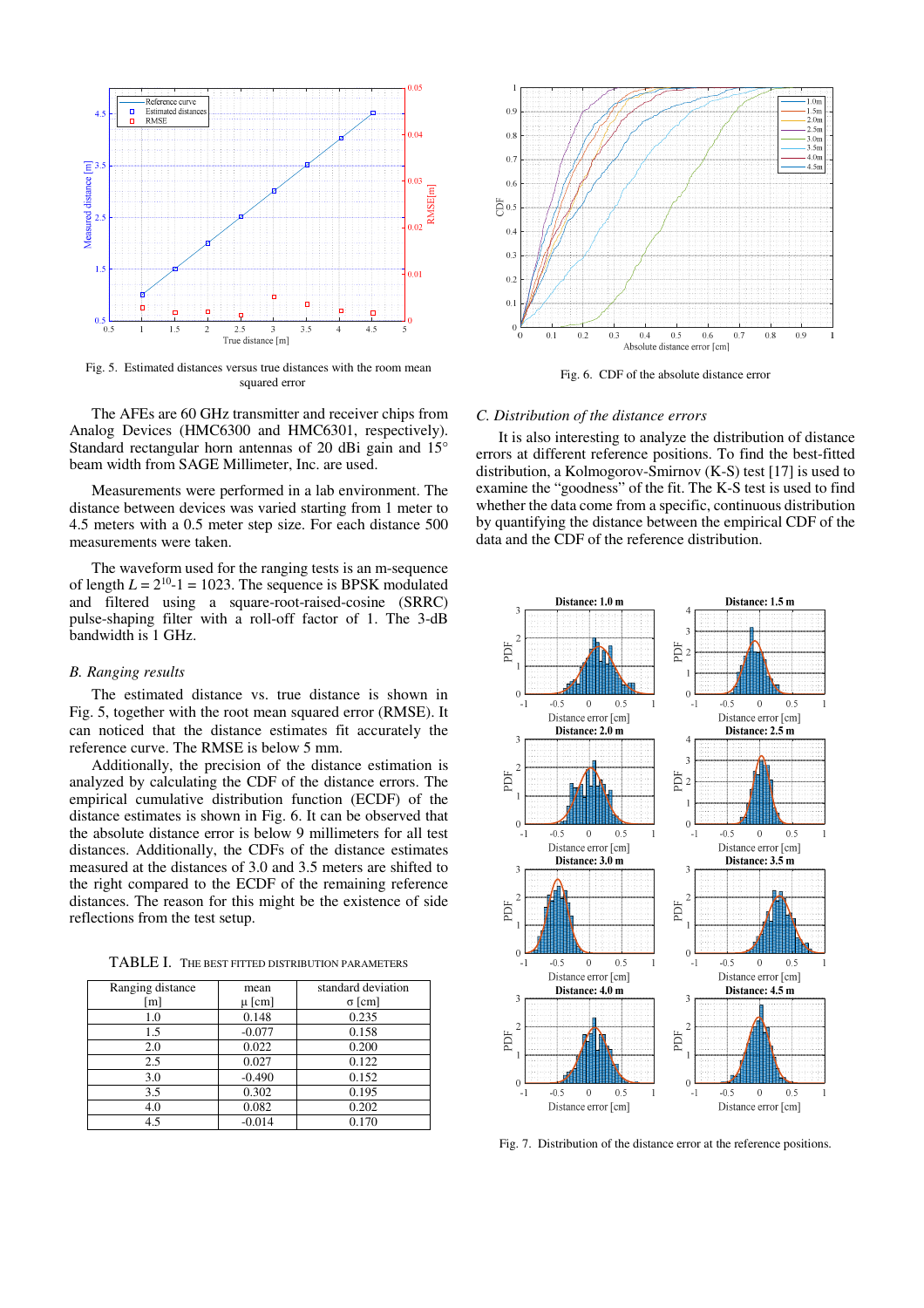Fig. 5. Estimated distances versus true distances with the room mean squared error

The AFEs are 60 GHz transmitter and receiver chips from Analog Devices (HMC6300 and HMC6301, respectively). Standard rectangular horn antennas of 20 dBi gain and 15° beam width from SAGE Millimeter, Inc. are used.

Measurements were performed in a lab environment. The distance between devices was varied starting from 1 meter to 4.5 meters with a 0.5 meter step size. For each distance 500 measurements were taken.

The waveform used for the ranging tests is an m-sequence of length $L = 2^{10}$-1 = 1023. The sequence is BPSK modulated and filtered using a square-root-raised-cosine (SRRC) pulse-shaping filter with a roll-off factor of 1. The 3-dB bandwidth is 1 GHz.

## B. Ranging results

The estimated distance vs. true distance is shown in Fig. 5, together with the root mean squared error (RMSE). It can noticed that the distance estimates fit accurately the reference curve. The RMSE is below 5 mm.

Additionally, the precision of the distance estimation is analyzed by calculating the CDF of the distance errors. The empirical cumulative distribution function (ECDF) of the distance estimates is shown in Fig. 6. It can be observed that the absolute distance error is below 9 millimeters for all test distances. Additionally, the CDFs of the distance estimates measured at the distances of 3.0 and 3.5 meters are shifted to the right compared to the ECDF of the remaining reference distances. The reason for this might be the existence of side reflections from the test setup.

TABLE I. THE BEST FITTED DISTRIBUTION PARAMETERS

| Ranging distance [m] | mean µ [cm] | standard deviation σ [cm] |
|---|---|---|
| 1.0 | 0.148 | 0.235 |
| 1.5 | -0.077 | 0.158 |
| 2.0 | 0.022 | 0.200 |
| 2.5 | 0.027 | 0.122 |
| 3.0 | -0.490 | 0.152 |
| 3.5 | 0.302 | 0.195 |
| 4.0 | 0.082 | 0.202 |
| 4.5 | -0.014 | 0.170 |

Fig. 6. CDF of the absolute distance error

## C. Distribution of the distance errors

It is also interesting to analyze the distribution of distance errors at different reference positions. To find the best-fitted distribution, a Kolmogorov-Smirnov (K-S) test [17] is used to examine the "goodness" of the fit. The K-S test is used to find whether the data come from a specific, continuous distribution by quantifying the distance between the empirical CDF of the data and the CDF of the reference distribution.

Fig. 7. Distribution of the distance error at the reference positions.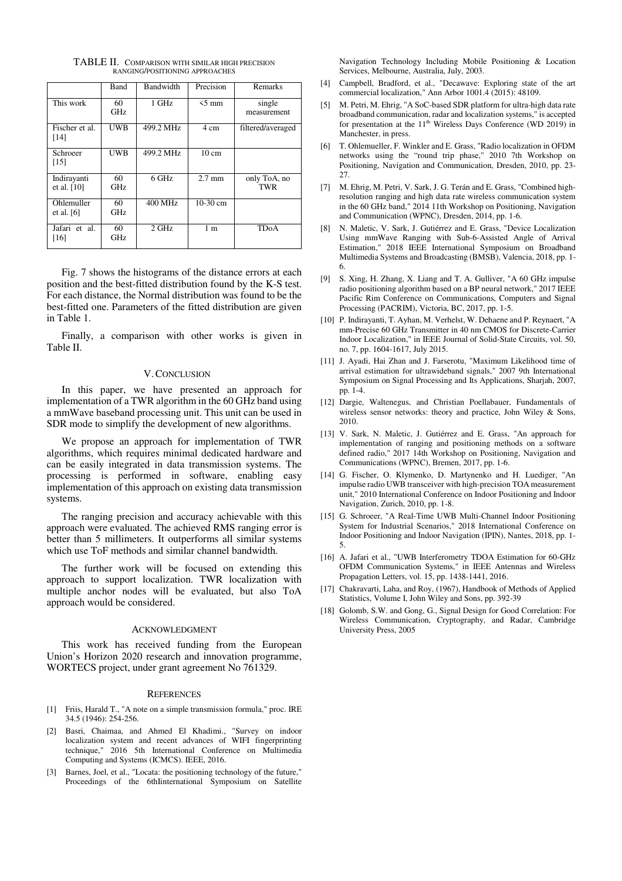TABLE II. COMPARISON WITH SIMILAR HIGH PRECISION RANGING/POSITIONING APPROACHES

| | Band | Bandwidth | Precision | Remarks |
|---|---|---|---|---|
| This work | 60 GHz | 1 GHz | <5 mm | single measurement |
| Fischer et al. [14] | UWB | 499.2 MHz | 4 cm | filtered/averaged |
| Schroeer [15] | UWB | 499.2 MHz | 10 cm | |
| Indirayanti et al. [10] | 60 GHz | 6 GHz | 2.7 mm | only ToA, no TWR |
| Ohlemuller et al. [6] | 60 GHz | 400 MHz | 10-30 cm | |
| Jafari et al. [16] | 60 GHz | 2 GHz | 1 m | TDoA |

Fig. 7 shows the histograms of the distance errors at each position and the best-fitted distribution found by the K-S test. For each distance, the Normal distribution was found to be the best-fitted one. Parameters of the fitted distribution are given in Table 1.

Finally, a comparison with other works is given in Table II.

## V. CONCLUSION

In this paper, we have presented an approach for implementation of a TWR algorithm in the 60 GHz band using a mmWave baseband processing unit. This unit can be used in SDR mode to simplify the development of new algorithms.

We propose an approach for implementation of TWR algorithms, which requires minimal dedicated hardware and can be easily integrated in data transmission systems. The processing is performed in software, enabling easy implementation of this approach on existing data transmission systems.

The ranging precision and accuracy achievable with this approach were evaluated. The achieved RMS ranging error is better than 5 millimeters. It outperforms all similar systems which use ToF methods and similar channel bandwidth.

The further work will be focused on extending this approach to support localization. TWR localization with multiple anchor nodes will be evaluated, but also ToA approach would be considered.

## ACKNOWLEDGMENT

This work has received funding from the European Union's Horizon 2020 research and innovation programme, WORTECS project, under grant agreement No 761329.

## REFERENCES

[1] Friis, Harald T., "A note on a simple transmission formula," proc. IRE 34.5 (1946): 254-256.

[2] Basri, Chaimaa, and Ahmed El Khadimi., "Survey on indoor localization system and recent advances of WIFI fingerprinting technique," 2016 5th International Conference on Multimedia Computing and Systems (ICMCS). IEEE, 2016.

[3] Barnes, Joel, et al., "Locata: the positioning technology of the future," Proceedings of the 6thInternational Symposium on Satellite Navigation Technology Including Mobile Positioning & Location Services, Melbourne, Australia, July, 2003.

[4] Campbell, Bradford, et al., "Decawave: Exploring state of the art commercial localization," Ann Arbor 1001.4 (2015): 48109.

[5] M. Petri, M. Ehrig, "A SoC-based SDR platform for ultra-high data rate broadband communication, radar and localization systems," is accepted for presentation at the 11th Wireless Days Conference (WD 2019) in Manchester, in press.

[6] T. Ohlemueller, F. Winkler and E. Grass, "Radio localization in OFDM networks using the "round trip phase," 2010 7th Workshop on Positioning, Navigation and Communication, Dresden, 2010, pp. 23-27.

[7] M. Ehrig, M. Petri, V. Sark, J. G. Terán and E. Grass, "Combined high-resolution ranging and high data rate wireless communication system in the 60 GHz band," 2014 11th Workshop on Positioning, Navigation and Communication (WPNC), Dresden, 2014, pp. 1-6.

[8] N. Maletic, V. Sark, J. Gutiérrez and E. Grass, "Device Localization Using mmWave Ranging with Sub-6-Assisted Angle of Arrival Estimation," 2018 IEEE International Symposium on Broadband Multimedia Systems and Broadcasting (BMSB), Valencia, 2018, pp. 1-6.

[9] S. Xing, H. Zhang, X. Liang and T. A. Gulliver, "A 60 GHz impulse radio positioning algorithm based on a BP neural network," 2017 IEEE Pacific Rim Conference on Communications, Computers and Signal Processing (PACRIM), Victoria, BC, 2017, pp. 1-5.

[10] P. Indirayanti, T. Ayhan, M. Verhelst, W. Dehaene and P. Reynaert, "A mm-Precise 60 GHz Transmitter in 40 nm CMOS for Discrete-Carrier Indoor Localization," in IEEE Journal of Solid-State Circuits, vol. 50, no. 7, pp. 1604-1617, July 2015.

[11] J. Ayadi, Hai Zhan and J. Farserotu, "Maximum Likelihood time of arrival estimation for ultrawideband signals," 2007 9th International Symposium on Signal Processing and Its Applications, Sharjah, 2007, pp. 1-4.

[12] Dargie, Waltenegus, and Christian Poellabauer, Fundamentals of wireless sensor networks: theory and practice, John Wiley & Sons, 2010.

[13] V. Sark, N. Maletic, J. Gutiérrez and E. Grass, "An approach for implementation of ranging and positioning methods on a software defined radio," 2017 14th Workshop on Positioning, Navigation and Communications (WPNC), Bremen, 2017, pp. 1-6.

[14] G. Fischer, O. Klymenko, D. Martynenko and H. Luediger, "An impulse radio UWB transceiver with high-precision TOA measurement unit," 2010 International Conference on Indoor Positioning and Indoor Navigation, Zurich, 2010, pp. 1-8.

[15] G. Schroeer, "A Real-Time UWB Multi-Channel Indoor Positioning System for Industrial Scenarios," 2018 International Conference on Indoor Positioning and Indoor Navigation (IPIN), Nantes, 2018, pp. 1-5.

[16] A. Jafari et al., "UWB Interferometry TDOA Estimation for 60-GHz OFDM Communication Systems," in IEEE Antennas and Wireless Propagation Letters, vol. 15, pp. 1438-1441, 2016.

[17] Chakravarti, Laha, and Roy, (1967), Handbook of Methods of Applied Statistics, Volume I, John Wiley and Sons, pp. 392-39

[18] Golomb, S.W. and Gong, G., Signal Design for Good Correlation: For Wireless Communication, Cryptography, and Radar, Cambridge University Press, 2005